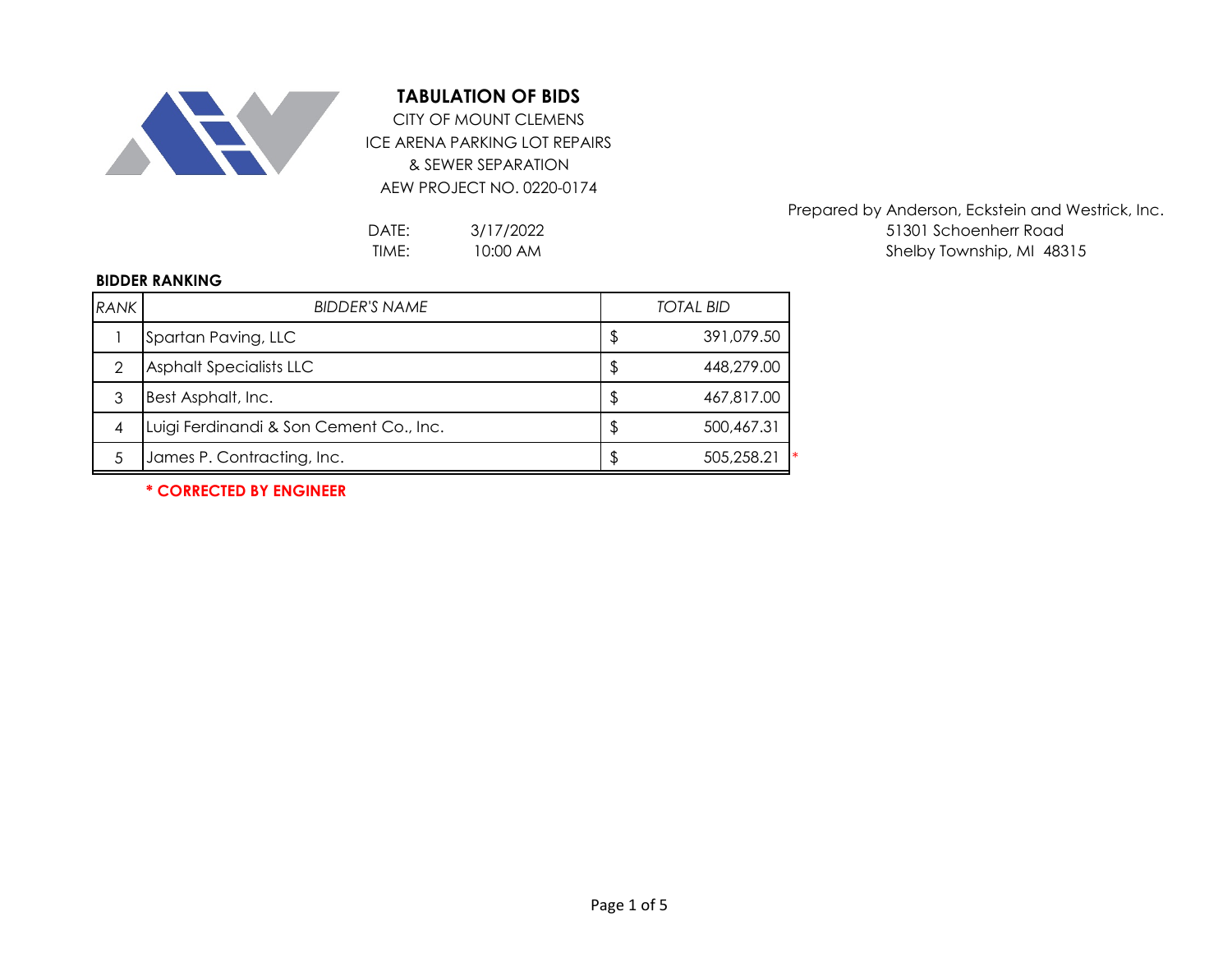# TABULATION OF BIDS

CITY OF MOUNT CLEMENS
ICE ARENA PARKING LOT REPAIRS
& SEWER SEPARATION
AEW PROJECT NO. 0220-0174

DATE: 3/17/2022
TIME: 10:00 AM

Prepared by Anderson, Eckstein and Westrick, Inc.
51301 Schoenherr Road
Shelby Township, MI 48315

**BIDDER RANKING**

| *RANK* | *BIDDER'S NAME* | *TOTAL BID* |
|---|---|---|
| 1 | Spartan Paving, LLC | $ 391,079.50 |
| 2 | Asphalt Specialists LLC | $ 448,279.00 |
| 3 | Best Asphalt, Inc. | $ 467,817.00 |
| 4 | Luigi Ferdinandi & Son Cement Co., Inc. | $ 500,467.31 |
| 5 | James P. Contracting, Inc. | $ 505,258.21 * |

**\* CORRECTED BY ENGINEER**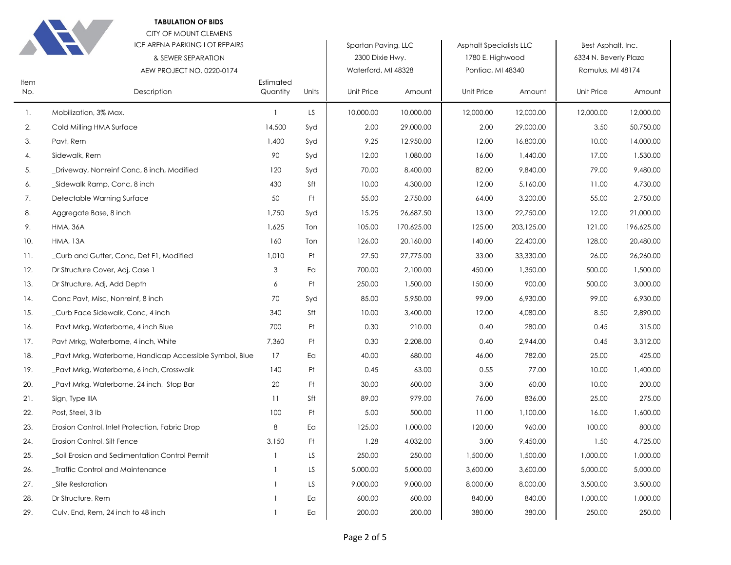**TABULATION OF BIDS**

CITY OF MOUNT CLEMENS

ICE ARENA PARKING LOT REPAIRS

& SEWER SEPARATION

AEW PROJECT NO. 0220-0174

| Item No. | Description | Estimated Quantity | Units | Spartan Paving, LLC<br>2300 Dixie Hwy.<br>Waterford, MI 48328<br>Unit Price | Amount | Asphalt Specialists LLC<br>1780 E. Highwood<br>Pontiac, MI 48340<br>Unit Price | Amount | Best Asphalt, Inc.<br>6334 N. Beverly Plaza<br>Romulus, MI 48174<br>Unit Price | Amount |
|---|---|---|---|---|---|---|---|---|---|
| 1. | Mobilization, 3% Max. | 1 | LS | 10,000.00 | 10,000.00 | 12,000.00 | 12,000.00 | 12,000.00 | 12,000.00 |
| 2. | Cold Milling HMA Surface | 14,500 | Syd | 2.00 | 29,000.00 | 2.00 | 29,000.00 | 3.50 | 50,750.00 |
| 3. | Pavt, Rem | 1,400 | Syd | 9.25 | 12,950.00 | 12.00 | 16,800.00 | 10.00 | 14,000.00 |
| 4. | Sidewalk, Rem | 90 | Syd | 12.00 | 1,080.00 | 16.00 | 1,440.00 | 17.00 | 1,530.00 |
| 5. | _Driveway, Nonreinf Conc, 8 inch, Modified | 120 | Syd | 70.00 | 8,400.00 | 82.00 | 9,840.00 | 79.00 | 9,480.00 |
| 6. | _Sidewalk Ramp, Conc, 8 inch | 430 | Sft | 10.00 | 4,300.00 | 12.00 | 5,160.00 | 11.00 | 4,730.00 |
| 7. | Detectable Warning Surface | 50 | Ft | 55.00 | 2,750.00 | 64.00 | 3,200.00 | 55.00 | 2,750.00 |
| 8. | Aggregate Base, 8 inch | 1,750 | Syd | 15.25 | 26,687.50 | 13.00 | 22,750.00 | 12.00 | 21,000.00 |
| 9. | HMA, 36A | 1,625 | Ton | 105.00 | 170,625.00 | 125.00 | 203,125.00 | 121.00 | 196,625.00 |
| 10. | HMA, 13A | 160 | Ton | 126.00 | 20,160.00 | 140.00 | 22,400.00 | 128.00 | 20,480.00 |
| 11. | _Curb and Gutter, Conc, Det F1, Modified | 1,010 | Ft | 27.50 | 27,775.00 | 33.00 | 33,330.00 | 26.00 | 26,260.00 |
| 12. | Dr Structure Cover, Adj, Case 1 | 3 | Ea | 700.00 | 2,100.00 | 450.00 | 1,350.00 | 500.00 | 1,500.00 |
| 13. | Dr Structure, Adj, Add Depth | 6 | Ft | 250.00 | 1,500.00 | 150.00 | 900.00 | 500.00 | 3,000.00 |
| 14. | Conc Pavt, Misc, Nonreinf, 8 inch | 70 | Syd | 85.00 | 5,950.00 | 99.00 | 6,930.00 | 99.00 | 6,930.00 |
| 15. | _Curb Face Sidewalk, Conc, 4 inch | 340 | Sft | 10.00 | 3,400.00 | 12.00 | 4,080.00 | 8.50 | 2,890.00 |
| 16. | _Pavt Mrkg, Waterborne, 4 inch Blue | 700 | Ft | 0.30 | 210.00 | 0.40 | 280.00 | 0.45 | 315.00 |
| 17. | Pavt Mrkg, Waterborne, 4 inch, White | 7,360 | Ft | 0.30 | 2,208.00 | 0.40 | 2,944.00 | 0.45 | 3,312.00 |
| 18. | _Pavt Mrkg, Waterborne, Handicap Accessible Symbol, Blue | 17 | Ea | 40.00 | 680.00 | 46.00 | 782.00 | 25.00 | 425.00 |
| 19. | _Pavt Mrkg, Waterborne, 6 inch, Crosswalk | 140 | Ft | 0.45 | 63.00 | 0.55 | 77.00 | 10.00 | 1,400.00 |
| 20. | _Pavt Mrkg, Waterborne, 24 inch, Stop Bar | 20 | Ft | 30.00 | 600.00 | 3.00 | 60.00 | 10.00 | 200.00 |
| 21. | Sign, Type IIIA | 11 | Sft | 89.00 | 979.00 | 76.00 | 836.00 | 25.00 | 275.00 |
| 22. | Post, Steel, 3 lb | 100 | Ft | 5.00 | 500.00 | 11.00 | 1,100.00 | 16.00 | 1,600.00 |
| 23. | Erosion Control, Inlet Protection, Fabric Drop | 8 | Ea | 125.00 | 1,000.00 | 120.00 | 960.00 | 100.00 | 800.00 |
| 24. | Erosion Control, Silt Fence | 3,150 | Ft | 1.28 | 4,032.00 | 3.00 | 9,450.00 | 1.50 | 4,725.00 |
| 25. | _Soil Erosion and Sedimentation Control Permit | 1 | LS | 250.00 | 250.00 | 1,500.00 | 1,500.00 | 1,000.00 | 1,000.00 |
| 26. | _Traffic Control and Maintenance | 1 | LS | 5,000.00 | 5,000.00 | 3,600.00 | 3,600.00 | 5,000.00 | 5,000.00 |
| 27. | _Site Restoration | 1 | LS | 9,000.00 | 9,000.00 | 8,000.00 | 8,000.00 | 3,500.00 | 3,500.00 |
| 28. | Dr Structure, Rem | 1 | Ea | 600.00 | 600.00 | 840.00 | 840.00 | 1,000.00 | 1,000.00 |
| 29. | Culv, End, Rem, 24 inch to 48 inch | 1 | Ea | 200.00 | 200.00 | 380.00 | 380.00 | 250.00 | 250.00 |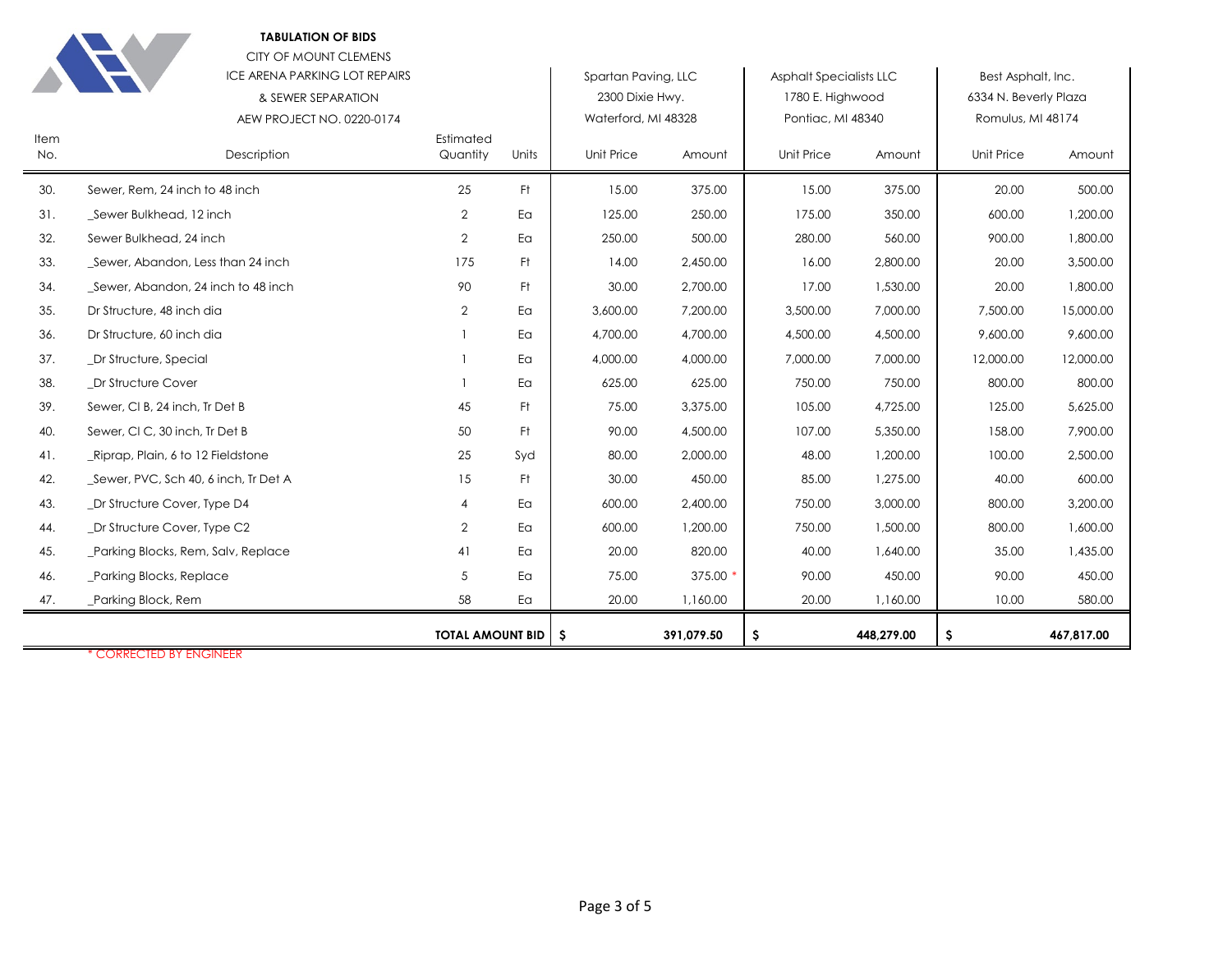**TABULATION OF BIDS**

CITY OF MOUNT CLEMENS
ICE ARENA PARKING LOT REPAIRS
& SEWER SEPARATION
AEW PROJECT NO. 0220-0174

| Item No. | Description | Estimated Quantity | Units | Spartan Paving, LLC<br>2300 Dixie Hwy.<br>Waterford, MI 48328<br>Unit Price | Amount | Asphalt Specialists LLC<br>1780 E. Highwood<br>Pontiac, MI 48340<br>Unit Price | Amount | Best Asphalt, Inc.<br>6334 N. Beverly Plaza<br>Romulus, MI 48174<br>Unit Price | Amount |
|---|---|---|---|---|---|---|---|---|---|
| 30. | Sewer, Rem, 24 inch to 48 inch | 25 | Ft | 15.00 | 375.00 | 15.00 | 375.00 | 20.00 | 500.00 |
| 31. | _Sewer Bulkhead, 12 inch | 2 | Ea | 125.00 | 250.00 | 175.00 | 350.00 | 600.00 | 1,200.00 |
| 32. | Sewer Bulkhead, 24 inch | 2 | Ea | 250.00 | 500.00 | 280.00 | 560.00 | 900.00 | 1,800.00 |
| 33. | _Sewer, Abandon, Less than 24 inch | 175 | Ft | 14.00 | 2,450.00 | 16.00 | 2,800.00 | 20.00 | 3,500.00 |
| 34. | _Sewer, Abandon, 24 inch to 48 inch | 90 | Ft | 30.00 | 2,700.00 | 17.00 | 1,530.00 | 20.00 | 1,800.00 |
| 35. | Dr Structure, 48 inch dia | 2 | Ea | 3,600.00 | 7,200.00 | 3,500.00 | 7,000.00 | 7,500.00 | 15,000.00 |
| 36. | Dr Structure, 60 inch dia | 1 | Ea | 4,700.00 | 4,700.00 | 4,500.00 | 4,500.00 | 9,600.00 | 9,600.00 |
| 37. | _Dr Structure, Special | 1 | Ea | 4,000.00 | 4,000.00 | 7,000.00 | 7,000.00 | 12,000.00 | 12,000.00 |
| 38. | _Dr Structure Cover | 1 | Ea | 625.00 | 625.00 | 750.00 | 750.00 | 800.00 | 800.00 |
| 39. | Sewer, Cl B, 24 inch, Tr Det B | 45 | Ft | 75.00 | 3,375.00 | 105.00 | 4,725.00 | 125.00 | 5,625.00 |
| 40. | Sewer, Cl C, 30 inch, Tr Det B | 50 | Ft | 90.00 | 4,500.00 | 107.00 | 5,350.00 | 158.00 | 7,900.00 |
| 41. | _Riprap, Plain, 6 to 12 Fieldstone | 25 | Syd | 80.00 | 2,000.00 | 48.00 | 1,200.00 | 100.00 | 2,500.00 |
| 42. | _Sewer, PVC, Sch 40, 6 inch, Tr Det A | 15 | Ft | 30.00 | 450.00 | 85.00 | 1,275.00 | 40.00 | 600.00 |
| 43. | _Dr Structure Cover, Type D4 | 4 | Ea | 600.00 | 2,400.00 | 750.00 | 3,000.00 | 800.00 | 3,200.00 |
| 44. | _Dr Structure Cover, Type C2 | 2 | Ea | 600.00 | 1,200.00 | 750.00 | 1,500.00 | 800.00 | 1,600.00 |
| 45. | _Parking Blocks, Rem, Salv, Replace | 41 | Ea | 20.00 | 820.00 | 40.00 | 1,640.00 | 35.00 | 1,435.00 |
| 46. | _Parking Blocks, Replace | 5 | Ea | 75.00 | 375.00 * | 90.00 | 450.00 | 90.00 | 450.00 |
| 47. | _Parking Block, Rem | 58 | Ea | 20.00 | 1,160.00 | 20.00 | 1,160.00 | 10.00 | 580.00 |
| | | **TOTAL AMOUNT BID** | | **$** | **391,079.50** | **$** | **448,279.00** | **$** | **467,817.00** |

\* CORRECTED BY ENGINEER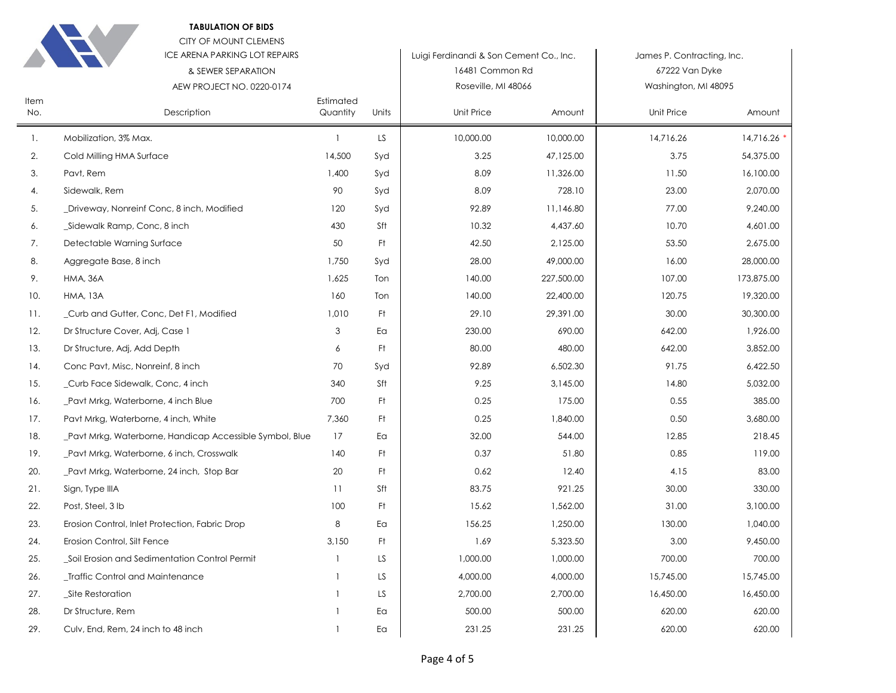**TABULATION OF BIDS**

CITY OF MOUNT CLEMENS

ICE ARENA PARKING LOT REPAIRS

& SEWER SEPARATION

AEW PROJECT NO. 0220-0174

| | | | | Luigi Ferdinandi & Son Cement Co., Inc. 16481 Common Rd Roseville, MI 48066 | | James P. Contracting, Inc. 67222 Van Dyke Washington, MI 48095 | |
|---|---|---|---|---|---|---|---|
| Item No. | Description | Estimated Quantity | Units | Unit Price | Amount | Unit Price | Amount |
| 1. | Mobilization, 3% Max. | 1 | LS | 10,000.00 | 10,000.00 | 14,716.26 | 14,716.26 * |
| 2. | Cold Milling HMA Surface | 14,500 | Syd | 3.25 | 47,125.00 | 3.75 | 54,375.00 |
| 3. | Pavt, Rem | 1,400 | Syd | 8.09 | 11,326.00 | 11.50 | 16,100.00 |
| 4. | Sidewalk, Rem | 90 | Syd | 8.09 | 728.10 | 23.00 | 2,070.00 |
| 5. | _Driveway, Nonreinf Conc, 8 inch, Modified | 120 | Syd | 92.89 | 11,146.80 | 77.00 | 9,240.00 |
| 6. | _Sidewalk Ramp, Conc, 8 inch | 430 | Sft | 10.32 | 4,437.60 | 10.70 | 4,601.00 |
| 7. | Detectable Warning Surface | 50 | Ft | 42.50 | 2,125.00 | 53.50 | 2,675.00 |
| 8. | Aggregate Base, 8 inch | 1,750 | Syd | 28.00 | 49,000.00 | 16.00 | 28,000.00 |
| 9. | HMA, 36A | 1,625 | Ton | 140.00 | 227,500.00 | 107.00 | 173,875.00 |
| 10. | HMA, 13A | 160 | Ton | 140.00 | 22,400.00 | 120.75 | 19,320.00 |
| 11. | _Curb and Gutter, Conc, Det F1, Modified | 1,010 | Ft | 29.10 | 29,391.00 | 30.00 | 30,300.00 |
| 12. | Dr Structure Cover, Adj, Case 1 | 3 | Ea | 230.00 | 690.00 | 642.00 | 1,926.00 |
| 13. | Dr Structure, Adj, Add Depth | 6 | Ft | 80.00 | 480.00 | 642.00 | 3,852.00 |
| 14. | Conc Pavt, Misc, Nonreinf, 8 inch | 70 | Syd | 92.89 | 6,502.30 | 91.75 | 6,422.50 |
| 15. | _Curb Face Sidewalk, Conc, 4 inch | 340 | Sft | 9.25 | 3,145.00 | 14.80 | 5,032.00 |
| 16. | _Pavt Mrkg, Waterborne, 4 inch Blue | 700 | Ft | 0.25 | 175.00 | 0.55 | 385.00 |
| 17. | Pavt Mrkg, Waterborne, 4 inch, White | 7,360 | Ft | 0.25 | 1,840.00 | 0.50 | 3,680.00 |
| 18. | _Pavt Mrkg, Waterborne, Handicap Accessible Symbol, Blue | 17 | Ea | 32.00 | 544.00 | 12.85 | 218.45 |
| 19. | _Pavt Mrkg, Waterborne, 6 inch, Crosswalk | 140 | Ft | 0.37 | 51.80 | 0.85 | 119.00 |
| 20. | _Pavt Mrkg, Waterborne, 24 inch, Stop Bar | 20 | Ft | 0.62 | 12.40 | 4.15 | 83.00 |
| 21. | Sign, Type IIIA | 11 | Sft | 83.75 | 921.25 | 30.00 | 330.00 |
| 22. | Post, Steel, 3 lb | 100 | Ft | 15.62 | 1,562.00 | 31.00 | 3,100.00 |
| 23. | Erosion Control, Inlet Protection, Fabric Drop | 8 | Ea | 156.25 | 1,250.00 | 130.00 | 1,040.00 |
| 24. | Erosion Control, Silt Fence | 3,150 | Ft | 1.69 | 5,323.50 | 3.00 | 9,450.00 |
| 25. | _Soil Erosion and Sedimentation Control Permit | 1 | LS | 1,000.00 | 1,000.00 | 700.00 | 700.00 |
| 26. | _Traffic Control and Maintenance | 1 | LS | 4,000.00 | 4,000.00 | 15,745.00 | 15,745.00 |
| 27. | _Site Restoration | 1 | LS | 2,700.00 | 2,700.00 | 16,450.00 | 16,450.00 |
| 28. | Dr Structure, Rem | 1 | Ea | 500.00 | 500.00 | 620.00 | 620.00 |
| 29. | Culv, End, Rem, 24 inch to 48 inch | 1 | Ea | 231.25 | 231.25 | 620.00 | 620.00 |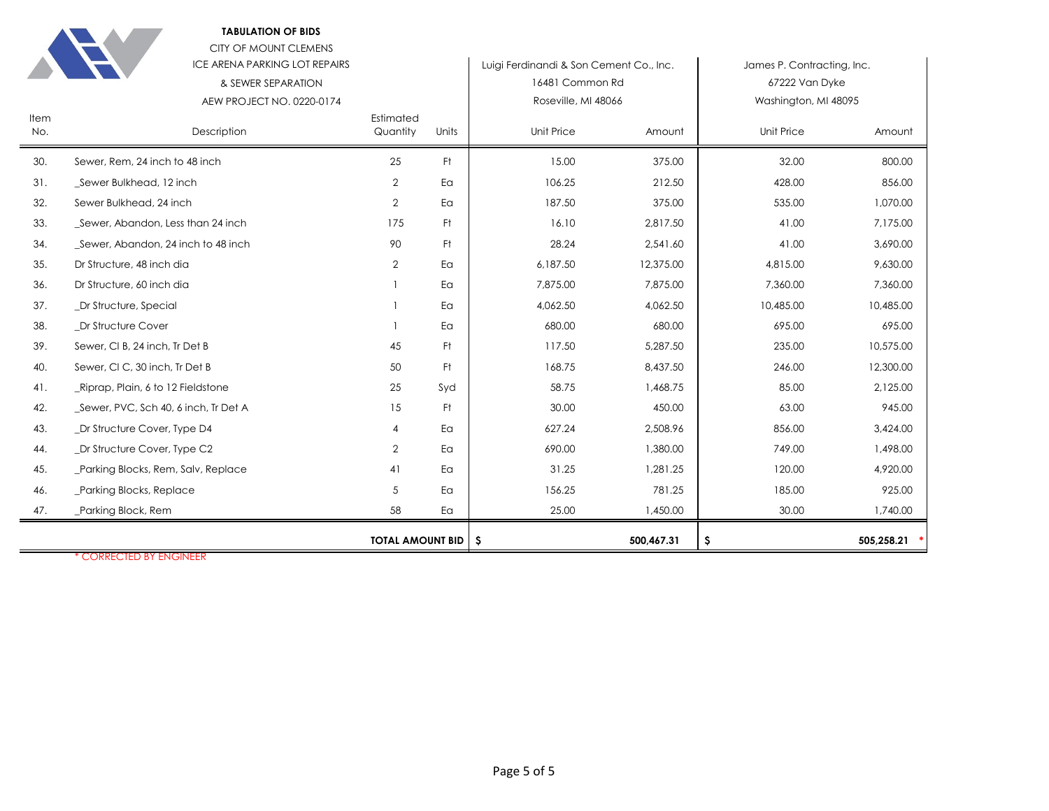**TABULATION OF BIDS**

CITY OF MOUNT CLEMENS

ICE ARENA PARKING LOT REPAIRS

& SEWER SEPARATION

AEW PROJECT NO. 0220-0174

| | | | | Luigi Ferdinandi & Son Cement Co., Inc. 16481 Common Rd Roseville, MI 48066 | | James P. Contracting, Inc. 67222 Van Dyke Washington, MI 48095 | |
|---|---|---|---|---|---|---|---|
| Item No. | Description | Estimated Quantity | Units | Unit Price | Amount | Unit Price | Amount |
| 30. | Sewer, Rem, 24 inch to 48 inch | 25 | Ft | 15.00 | 375.00 | 32.00 | 800.00 |
| 31. | _Sewer Bulkhead, 12 inch | 2 | Ea | 106.25 | 212.50 | 428.00 | 856.00 |
| 32. | Sewer Bulkhead, 24 inch | 2 | Ea | 187.50 | 375.00 | 535.00 | 1,070.00 |
| 33. | _Sewer, Abandon, Less than 24 inch | 175 | Ft | 16.10 | 2,817.50 | 41.00 | 7,175.00 |
| 34. | _Sewer, Abandon, 24 inch to 48 inch | 90 | Ft | 28.24 | 2,541.60 | 41.00 | 3,690.00 |
| 35. | Dr Structure, 48 inch dia | 2 | Ea | 6,187.50 | 12,375.00 | 4,815.00 | 9,630.00 |
| 36. | Dr Structure, 60 inch dia | 1 | Ea | 7,875.00 | 7,875.00 | 7,360.00 | 7,360.00 |
| 37. | _Dr Structure, Special | 1 | Ea | 4,062.50 | 4,062.50 | 10,485.00 | 10,485.00 |
| 38. | _Dr Structure Cover | 1 | Ea | 680.00 | 680.00 | 695.00 | 695.00 |
| 39. | Sewer, Cl B, 24 inch, Tr Det B | 45 | Ft | 117.50 | 5,287.50 | 235.00 | 10,575.00 |
| 40. | Sewer, Cl C, 30 inch, Tr Det B | 50 | Ft | 168.75 | 8,437.50 | 246.00 | 12,300.00 |
| 41. | _Riprap, Plain, 6 to 12 Fieldstone | 25 | Syd | 58.75 | 1,468.75 | 85.00 | 2,125.00 |
| 42. | _Sewer, PVC, Sch 40, 6 inch, Tr Det A | 15 | Ft | 30.00 | 450.00 | 63.00 | 945.00 |
| 43. | _Dr Structure Cover, Type D4 | 4 | Ea | 627.24 | 2,508.96 | 856.00 | 3,424.00 |
| 44. | _Dr Structure Cover, Type C2 | 2 | Ea | 690.00 | 1,380.00 | 749.00 | 1,498.00 |
| 45. | _Parking Blocks, Rem, Salv, Replace | 41 | Ea | 31.25 | 1,281.25 | 120.00 | 4,920.00 |
| 46. | _Parking Blocks, Replace | 5 | Ea | 156.25 | 781.25 | 185.00 | 925.00 |
| 47. | _Parking Block, Rem | 58 | Ea | 25.00 | 1,450.00 | 30.00 | 1,740.00 |
| | | **TOTAL AMOUNT BID** | | **$** | **500,467.31** | **$** | **505,258.21** * |

\* CORRECTED BY ENGINEER